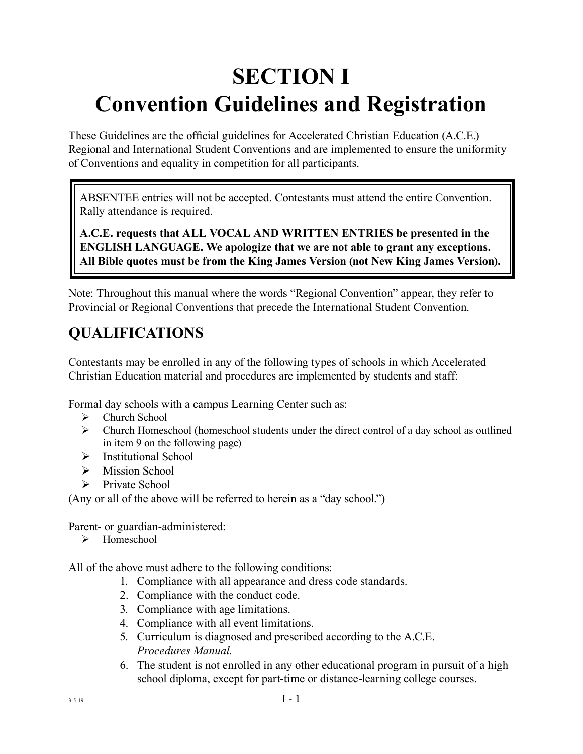# SECTION I
# Convention Guidelines and Registration

These Guidelines are the official guidelines for Accelerated Christian Education (A.C.E.) Regional and International Student Conventions and are implemented to ensure the uniformity of Conventions and equality in competition for all participants.

> ABSENTEE entries will not be accepted. Contestants must attend the entire Convention. Rally attendance is required.
>
> **A.C.E. requests that ALL VOCAL AND WRITTEN ENTRIES be presented in the ENGLISH LANGUAGE. We apologize that we are not able to grant any exceptions. All Bible quotes must be from the King James Version (not New King James Version).**

Note: Throughout this manual where the words "Regional Convention" appear, they refer to Provincial or Regional Conventions that precede the International Student Convention.

## QUALIFICATIONS

Contestants may be enrolled in any of the following types of schools in which Accelerated Christian Education material and procedures are implemented by students and staff:

Formal day schools with a campus Learning Center such as:

- Church School
- Church Homeschool (homeschool students under the direct control of a day school as outlined in item 9 on the following page)
- Institutional School
- Mission School
- Private School

(Any or all of the above will be referred to herein as a "day school.")

Parent- or guardian-administered:

- Homeschool

All of the above must adhere to the following conditions:

1. Compliance with all appearance and dress code standards.
2. Compliance with the conduct code.
3. Compliance with age limitations.
4. Compliance with all event limitations.
5. Curriculum is diagnosed and prescribed according to the A.C.E. *Procedures Manual.*
6. The student is not enrolled in any other educational program in pursuit of a high school diploma, except for part-time or distance-learning college courses.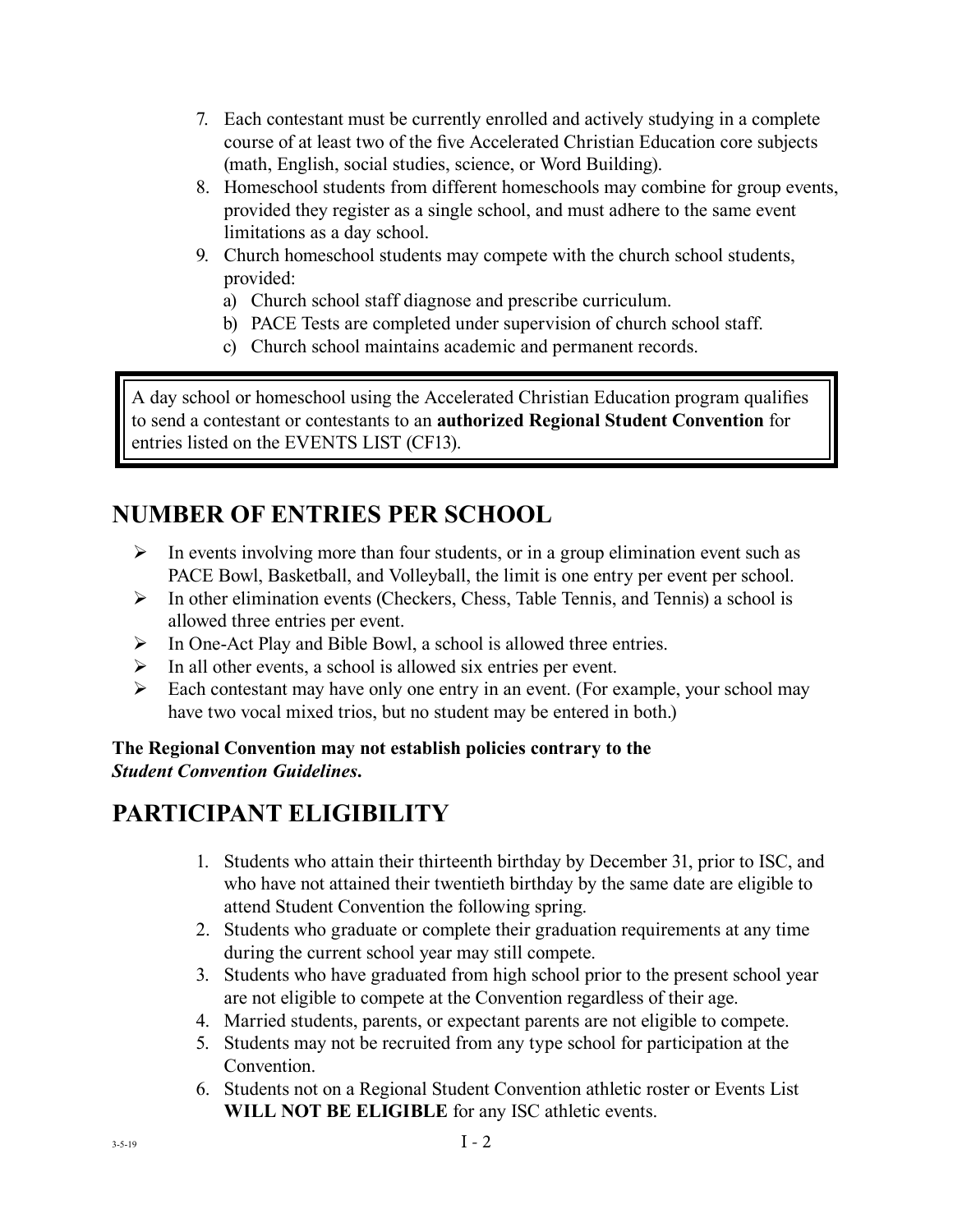7. Each contestant must be currently enrolled and actively studying in a complete course of at least two of the five Accelerated Christian Education core subjects (math, English, social studies, science, or Word Building).
8. Homeschool students from different homeschools may combine for group events, provided they register as a single school, and must adhere to the same event limitations as a day school.
9. Church homeschool students may compete with the church school students, provided:
   a) Church school staff diagnose and prescribe curriculum.
   b) PACE Tests are completed under supervision of church school staff.
   c) Church school maintains academic and permanent records.

> A day school or homeschool using the Accelerated Christian Education program qualifies to send a contestant or contestants to an **authorized Regional Student Convention** for entries listed on the EVENTS LIST (CF13).

## NUMBER OF ENTRIES PER SCHOOL

- In events involving more than four students, or in a group elimination event such as PACE Bowl, Basketball, and Volleyball, the limit is one entry per event per school.
- In other elimination events (Checkers, Chess, Table Tennis, and Tennis) a school is allowed three entries per event.
- In One-Act Play and Bible Bowl, a school is allowed three entries.
- In all other events, a school is allowed six entries per event.
- Each contestant may have only one entry in an event. (For example, your school may have two vocal mixed trios, but no student may be entered in both.)

**The Regional Convention may not establish policies contrary to the *Student Convention Guidelines*.**

## PARTICIPANT ELIGIBILITY

1. Students who attain their thirteenth birthday by December 31, prior to ISC, and who have not attained their twentieth birthday by the same date are eligible to attend Student Convention the following spring.
2. Students who graduate or complete their graduation requirements at any time during the current school year may still compete.
3. Students who have graduated from high school prior to the present school year are not eligible to compete at the Convention regardless of their age.
4. Married students, parents, or expectant parents are not eligible to compete.
5. Students may not be recruited from any type school for participation at the Convention.
6. Students not on a Regional Student Convention athletic roster or Events List **WILL NOT BE ELIGIBLE** for any ISC athletic events.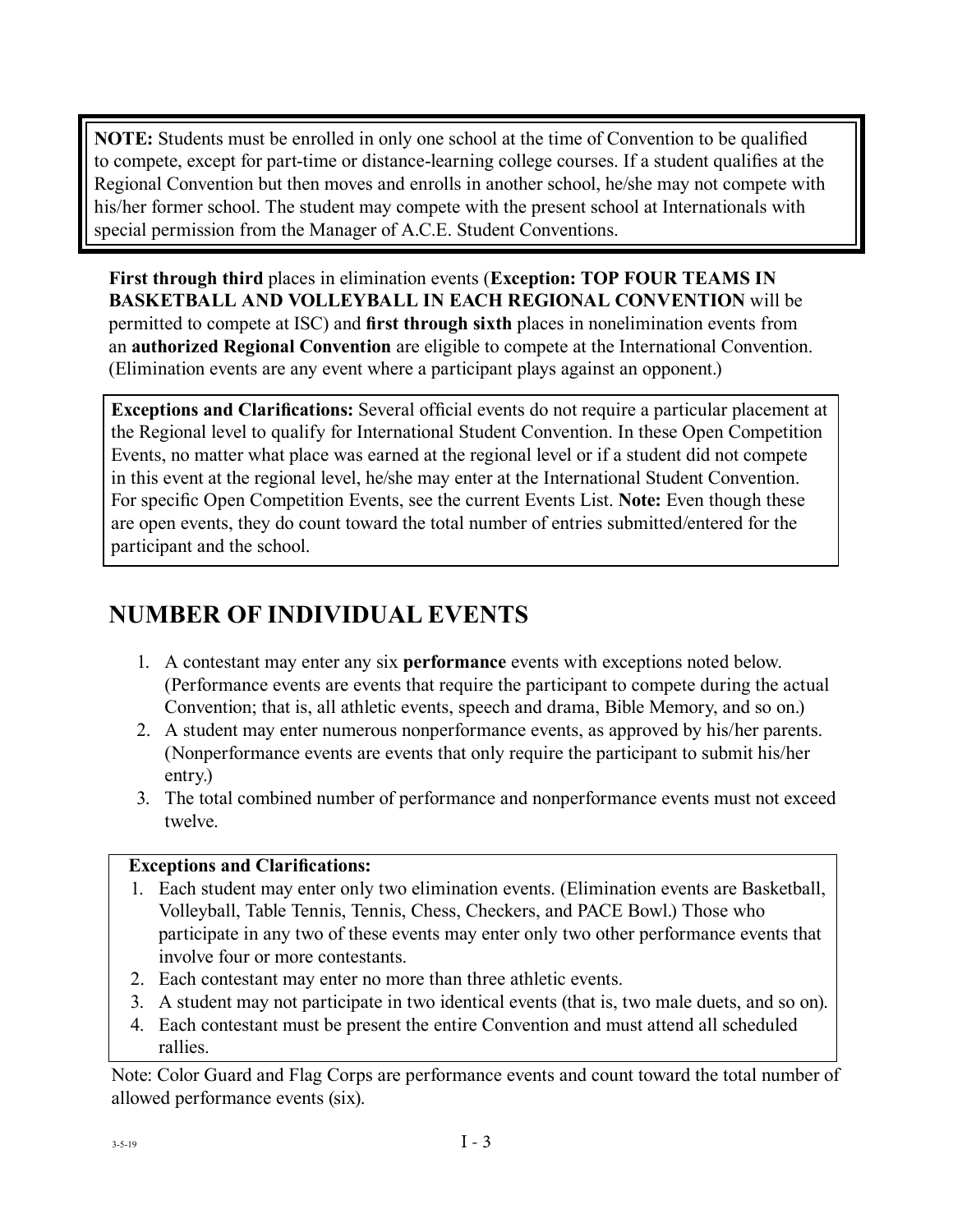**NOTE:** Students must be enrolled in only one school at the time of Convention to be qualified to compete, except for part-time or distance-learning college courses. If a student qualifies at the Regional Convention but then moves and enrolls in another school, he/she may not compete with his/her former school. The student may compete with the present school at Internationals with special permission from the Manager of A.C.E. Student Conventions.

**First through third** places in elimination events (**Exception: TOP FOUR TEAMS IN BASKETBALL AND VOLLEYBALL IN EACH REGIONAL CONVENTION** will be permitted to compete at ISC) and **first through sixth** places in nonelimination events from an **authorized Regional Convention** are eligible to compete at the International Convention. (Elimination events are any event where a participant plays against an opponent.)

**Exceptions and Clarifications:** Several official events do not require a particular placement at the Regional level to qualify for International Student Convention. In these Open Competition Events, no matter what place was earned at the regional level or if a student did not compete in this event at the regional level, he/she may enter at the International Student Convention. For specific Open Competition Events, see the current Events List. **Note:** Even though these are open events, they do count toward the total number of entries submitted/entered for the participant and the school.

## NUMBER OF INDIVIDUAL EVENTS

1. A contestant may enter any six **performance** events with exceptions noted below. (Performance events are events that require the participant to compete during the actual Convention; that is, all athletic events, speech and drama, Bible Memory, and so on.)
2. A student may enter numerous nonperformance events, as approved by his/her parents. (Nonperformance events are events that only require the participant to submit his/her entry.)
3. The total combined number of performance and nonperformance events must not exceed twelve.

**Exceptions and Clarifications:**

1. Each student may enter only two elimination events. (Elimination events are Basketball, Volleyball, Table Tennis, Tennis, Chess, Checkers, and PACE Bowl.) Those who participate in any two of these events may enter only two other performance events that involve four or more contestants.
2. Each contestant may enter no more than three athletic events.
3. A student may not participate in two identical events (that is, two male duets, and so on).
4. Each contestant must be present the entire Convention and must attend all scheduled rallies.

Note: Color Guard and Flag Corps are performance events and count toward the total number of allowed performance events (six).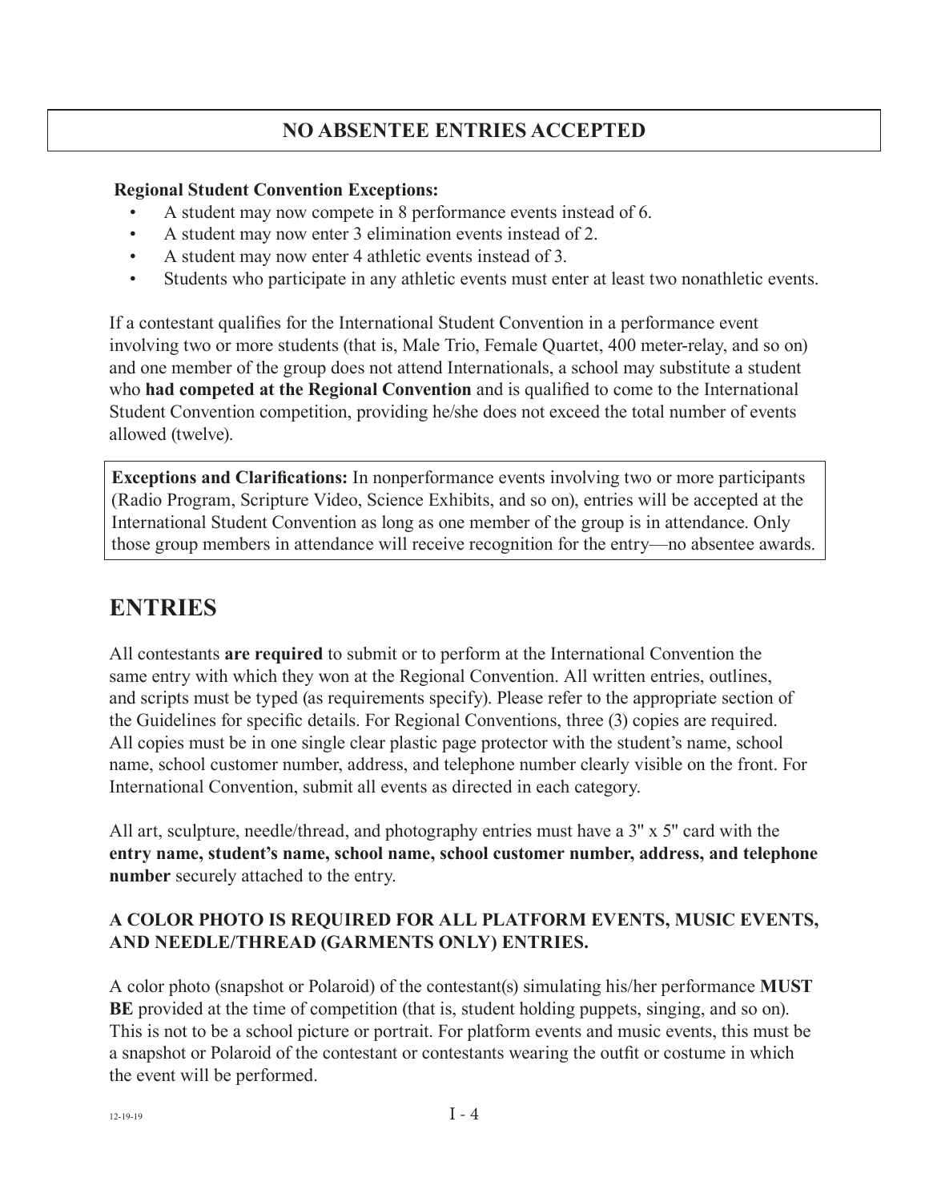**NO ABSENTEE ENTRIES ACCEPTED**

**Regional Student Convention Exceptions:**

- A student may now compete in 8 performance events instead of 6.
- A student may now enter 3 elimination events instead of 2.
- A student may now enter 4 athletic events instead of 3.
- Students who participate in any athletic events must enter at least two nonathletic events.

If a contestant qualifies for the International Student Convention in a performance event involving two or more students (that is, Male Trio, Female Quartet, 400 meter-relay, and so on) and one member of the group does not attend Internationals, a school may substitute a student who **had competed at the Regional Convention** and is qualified to come to the International Student Convention competition, providing he/she does not exceed the total number of events allowed (twelve).

**Exceptions and Clarifications:** In nonperformance events involving two or more participants (Radio Program, Scripture Video, Science Exhibits, and so on), entries will be accepted at the International Student Convention as long as one member of the group is in attendance. Only those group members in attendance will receive recognition for the entry—no absentee awards.

# ENTRIES

All contestants **are required** to submit or to perform at the International Convention the same entry with which they won at the Regional Convention. All written entries, outlines, and scripts must be typed (as requirements specify). Please refer to the appropriate section of the Guidelines for specific details. For Regional Conventions, three (3) copies are required. All copies must be in one single clear plastic page protector with the student's name, school name, school customer number, address, and telephone number clearly visible on the front. For International Convention, submit all events as directed in each category.

All art, sculpture, needle/thread, and photography entries must have a 3" x 5" card with the **entry name, student's name, school name, school customer number, address, and telephone number** securely attached to the entry.

**A COLOR PHOTO IS REQUIRED FOR ALL PLATFORM EVENTS, MUSIC EVENTS, AND NEEDLE/THREAD (GARMENTS ONLY) ENTRIES.**

A color photo (snapshot or Polaroid) of the contestant(s) simulating his/her performance **MUST BE** provided at the time of competition (that is, student holding puppets, singing, and so on). This is not to be a school picture or portrait. For platform events and music events, this must be a snapshot or Polaroid of the contestant or contestants wearing the outfit or costume in which the event will be performed.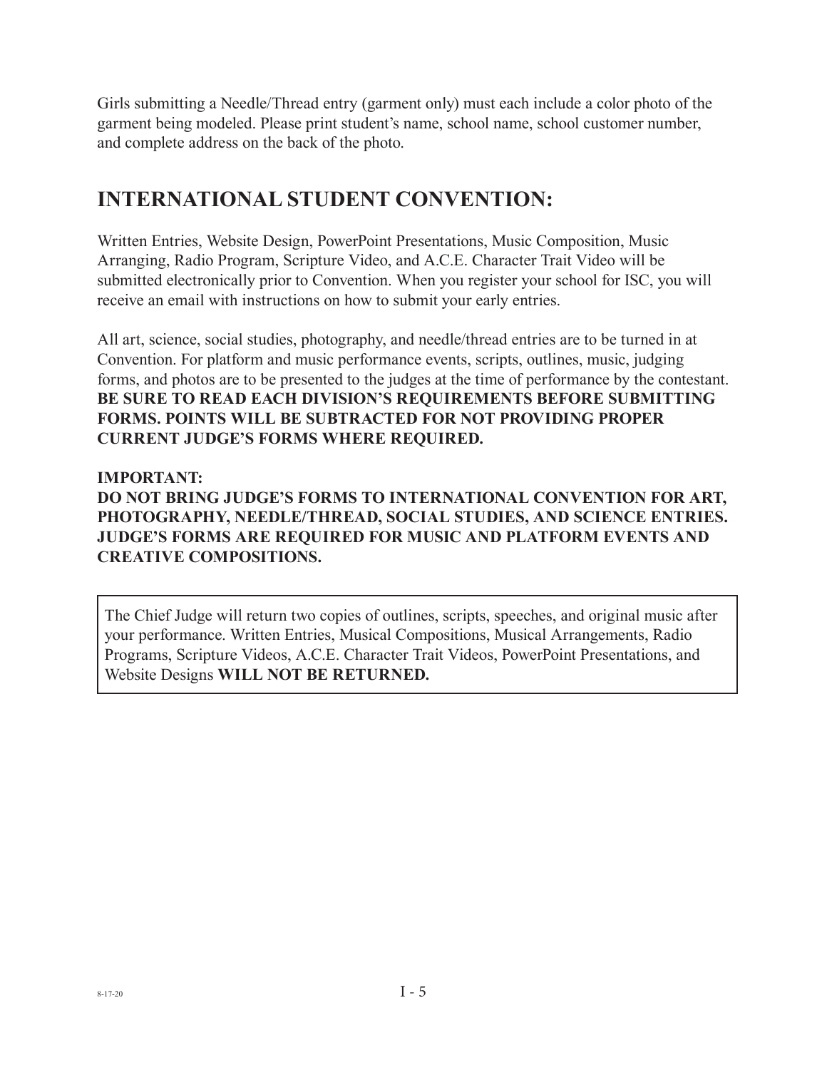Girls submitting a Needle/Thread entry (garment only) must each include a color photo of the garment being modeled. Please print student's name, school name, school customer number, and complete address on the back of the photo.

## INTERNATIONAL STUDENT CONVENTION:

Written Entries, Website Design, PowerPoint Presentations, Music Composition, Music Arranging, Radio Program, Scripture Video, and A.C.E. Character Trait Video will be submitted electronically prior to Convention. When you register your school for ISC, you will receive an email with instructions on how to submit your early entries.

All art, science, social studies, photography, and needle/thread entries are to be turned in at Convention. For platform and music performance events, scripts, outlines, music, judging forms, and photos are to be presented to the judges at the time of performance by the contestant. **BE SURE TO READ EACH DIVISION'S REQUIREMENTS BEFORE SUBMITTING FORMS. POINTS WILL BE SUBTRACTED FOR NOT PROVIDING PROPER CURRENT JUDGE'S FORMS WHERE REQUIRED.**

**IMPORTANT:**
**DO NOT BRING JUDGE'S FORMS TO INTERNATIONAL CONVENTION FOR ART, PHOTOGRAPHY, NEEDLE/THREAD, SOCIAL STUDIES, AND SCIENCE ENTRIES. JUDGE'S FORMS ARE REQUIRED FOR MUSIC AND PLATFORM EVENTS AND CREATIVE COMPOSITIONS.**

The Chief Judge will return two copies of outlines, scripts, speeches, and original music after your performance. Written Entries, Musical Compositions, Musical Arrangements, Radio Programs, Scripture Videos, A.C.E. Character Trait Videos, PowerPoint Presentations, and Website Designs **WILL NOT BE RETURNED.**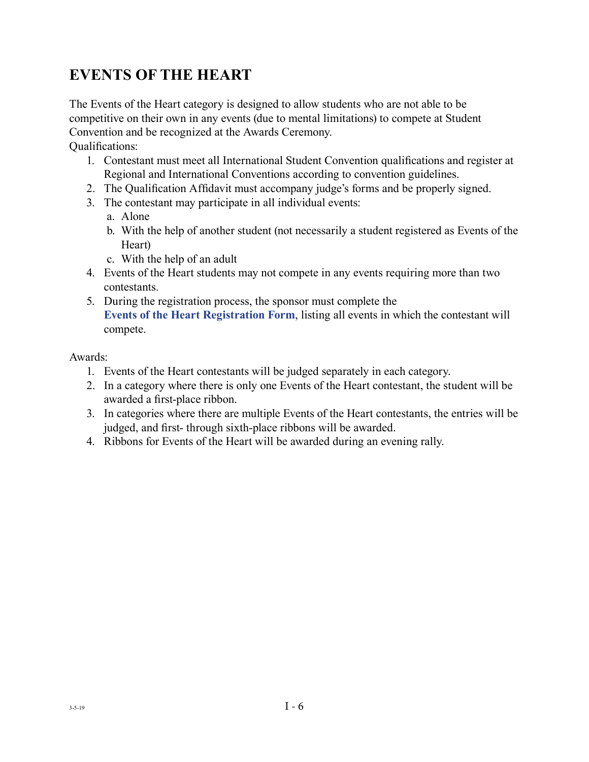# EVENTS OF THE HEART

The Events of the Heart category is designed to allow students who are not able to be competitive on their own in any events (due to mental limitations) to compete at Student Convention and be recognized at the Awards Ceremony.

Qualifications:

1. Contestant must meet all International Student Convention qualifications and register at Regional and International Conventions according to convention guidelines.
2. The Qualification Affidavit must accompany judge's forms and be properly signed.
3. The contestant may participate in all individual events:
   a. Alone
   b. With the help of another student (not necessarily a student registered as Events of the Heart)
   c. With the help of an adult
4. Events of the Heart students may not compete in any events requiring more than two contestants.
5. During the registration process, the sponsor must complete the **Events of the Heart Registration Form**, listing all events in which the contestant will compete.

Awards:

1. Events of the Heart contestants will be judged separately in each category.
2. In a category where there is only one Events of the Heart contestant, the student will be awarded a first-place ribbon.
3. In categories where there are multiple Events of the Heart contestants, the entries will be judged, and first- through sixth-place ribbons will be awarded.
4. Ribbons for Events of the Heart will be awarded during an evening rally.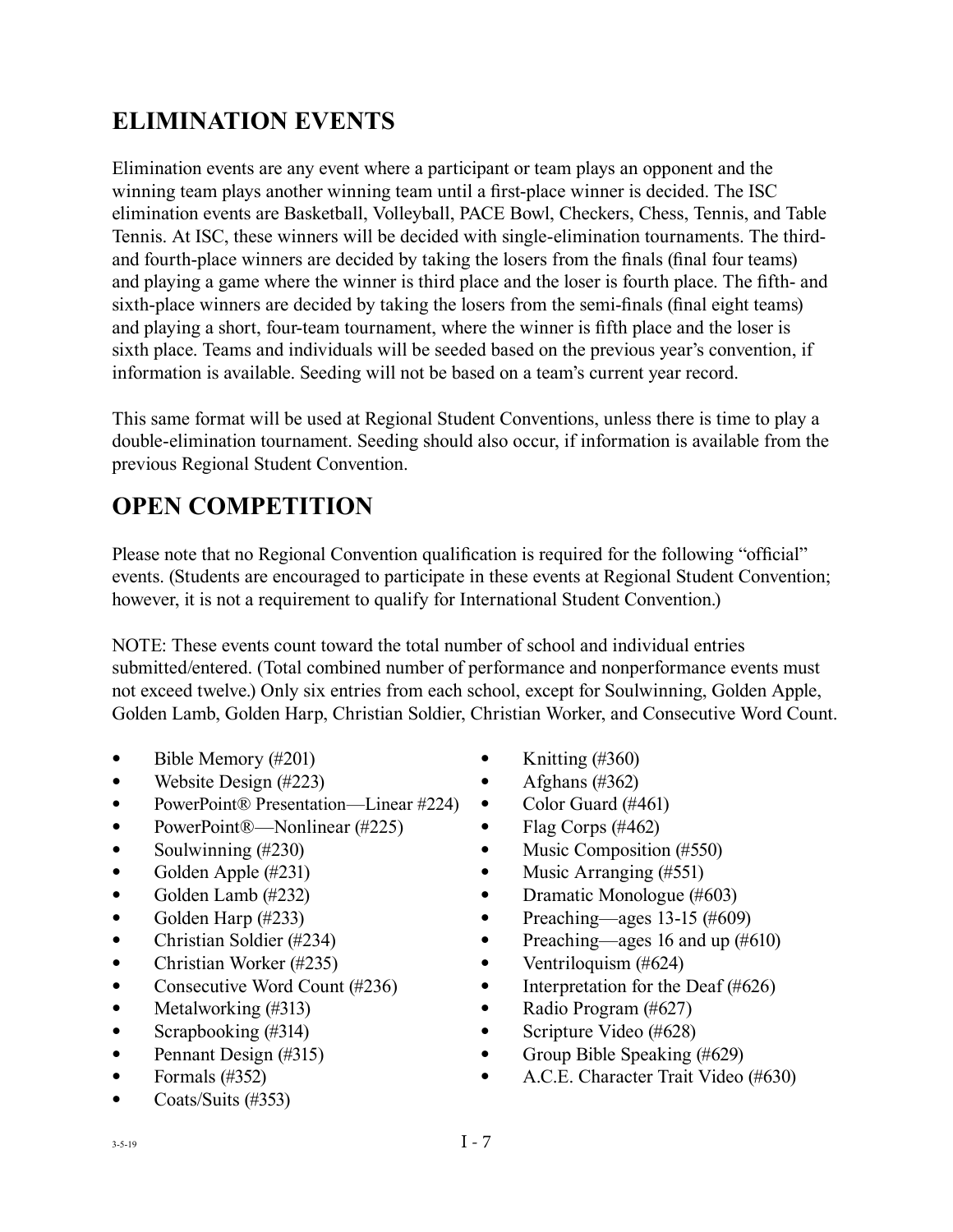## ELIMINATION EVENTS

Elimination events are any event where a participant or team plays an opponent and the winning team plays another winning team until a first-place winner is decided. The ISC elimination events are Basketball, Volleyball, PACE Bowl, Checkers, Chess, Tennis, and Table Tennis. At ISC, these winners will be decided with single-elimination tournaments. The third- and fourth-place winners are decided by taking the losers from the finals (final four teams) and playing a game where the winner is third place and the loser is fourth place. The fifth- and sixth-place winners are decided by taking the losers from the semi-finals (final eight teams) and playing a short, four-team tournament, where the winner is fifth place and the loser is sixth place. Teams and individuals will be seeded based on the previous year's convention, if information is available. Seeding will not be based on a team's current year record.

This same format will be used at Regional Student Conventions, unless there is time to play a double-elimination tournament. Seeding should also occur, if information is available from the previous Regional Student Convention.

## OPEN COMPETITION

Please note that no Regional Convention qualification is required for the following "official" events. (Students are encouraged to participate in these events at Regional Student Convention; however, it is not a requirement to qualify for International Student Convention.)

NOTE: These events count toward the total number of school and individual entries submitted/entered. (Total combined number of performance and nonperformance events must not exceed twelve.) Only six entries from each school, except for Soulwinning, Golden Apple, Golden Lamb, Golden Harp, Christian Soldier, Christian Worker, and Consecutive Word Count.

- Bible Memory (#201)
- Website Design (#223)
- PowerPoint® Presentation—Linear #224)
- PowerPoint®—Nonlinear (#225)
- Soulwinning (#230)
- Golden Apple (#231)
- Golden Lamb (#232)
- Golden Harp (#233)
- Christian Soldier (#234)
- Christian Worker (#235)
- Consecutive Word Count (#236)
- Metalworking (#313)
- Scrapbooking (#314)
- Pennant Design (#315)
- Formals (#352)
- Coats/Suits (#353)
- Knitting (#360)
- Afghans (#362)
- Color Guard (#461)
- Flag Corps (#462)
- Music Composition (#550)
- Music Arranging (#551)
- Dramatic Monologue (#603)
- Preaching—ages 13-15 (#609)
- Preaching—ages 16 and up (#610)
- Ventriloquism (#624)
- Interpretation for the Deaf (#626)
- Radio Program (#627)
- Scripture Video (#628)
- Group Bible Speaking (#629)
- A.C.E. Character Trait Video (#630)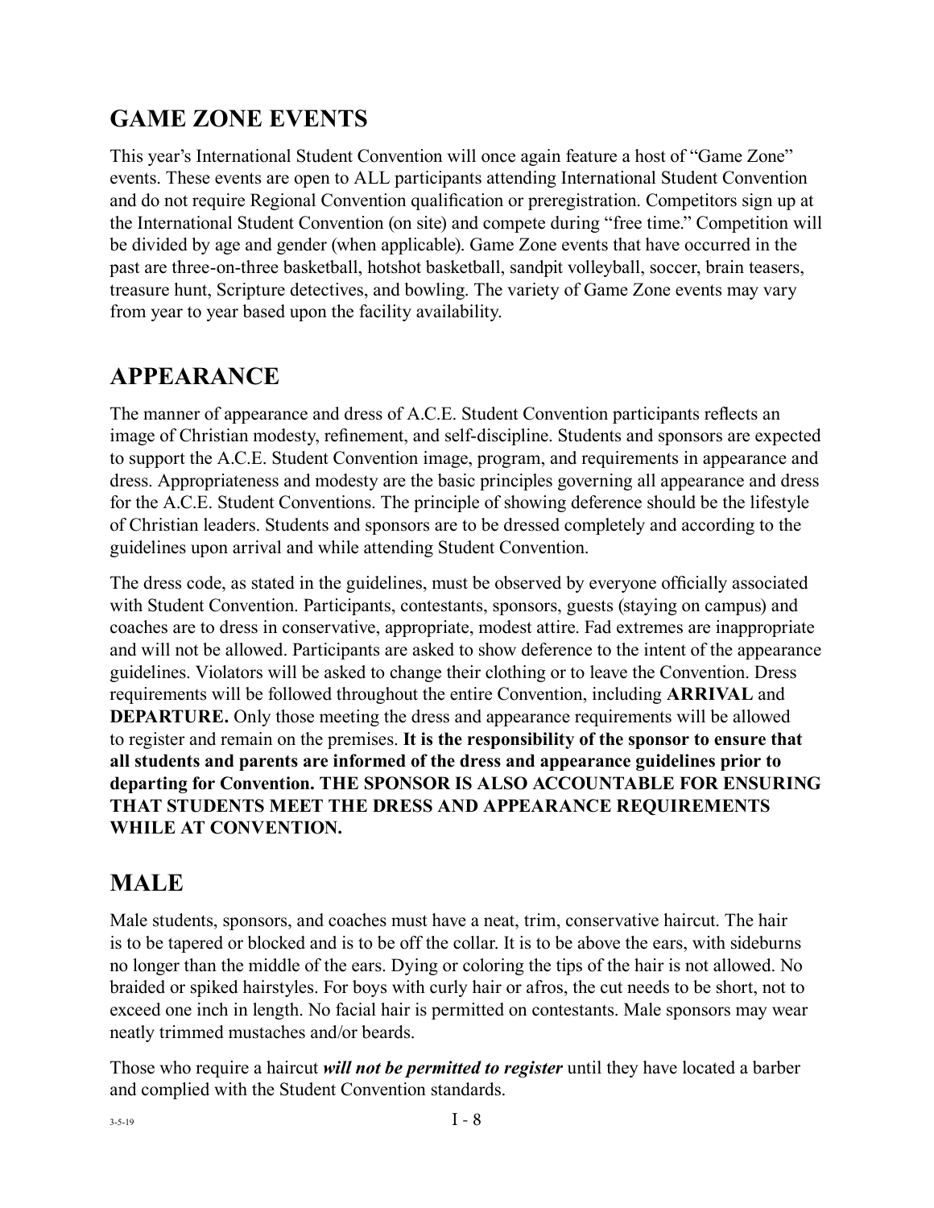## GAME ZONE EVENTS

This year's International Student Convention will once again feature a host of "Game Zone" events. These events are open to ALL participants attending International Student Convention and do not require Regional Convention qualification or preregistration. Competitors sign up at the International Student Convention (on site) and compete during "free time." Competition will be divided by age and gender (when applicable). Game Zone events that have occurred in the past are three-on-three basketball, hotshot basketball, sandpit volleyball, soccer, brain teasers, treasure hunt, Scripture detectives, and bowling. The variety of Game Zone events may vary from year to year based upon the facility availability.

## APPEARANCE

The manner of appearance and dress of A.C.E. Student Convention participants reflects an image of Christian modesty, refinement, and self-discipline. Students and sponsors are expected to support the A.C.E. Student Convention image, program, and requirements in appearance and dress. Appropriateness and modesty are the basic principles governing all appearance and dress for the A.C.E. Student Conventions. The principle of showing deference should be the lifestyle of Christian leaders. Students and sponsors are to be dressed completely and according to the guidelines upon arrival and while attending Student Convention.

The dress code, as stated in the guidelines, must be observed by everyone officially associated with Student Convention. Participants, contestants, sponsors, guests (staying on campus) and coaches are to dress in conservative, appropriate, modest attire. Fad extremes are inappropriate and will not be allowed. Participants are asked to show deference to the intent of the appearance guidelines. Violators will be asked to change their clothing or to leave the Convention. Dress requirements will be followed throughout the entire Convention, including **ARRIVAL** and **DEPARTURE.** Only those meeting the dress and appearance requirements will be allowed to register and remain on the premises. **It is the responsibility of the sponsor to ensure that all students and parents are informed of the dress and appearance guidelines prior to departing for Convention. THE SPONSOR IS ALSO ACCOUNTABLE FOR ENSURING THAT STUDENTS MEET THE DRESS AND APPEARANCE REQUIREMENTS WHILE AT CONVENTION.**

## MALE

Male students, sponsors, and coaches must have a neat, trim, conservative haircut. The hair is to be tapered or blocked and is to be off the collar. It is to be above the ears, with sideburns no longer than the middle of the ears. Dying or coloring the tips of the hair is not allowed. No braided or spiked hairstyles. For boys with curly hair or afros, the cut needs to be short, not to exceed one inch in length. No facial hair is permitted on contestants. Male sponsors may wear neatly trimmed mustaches and/or beards.

Those who require a haircut ***will not be permitted to register*** until they have located a barber and complied with the Student Convention standards.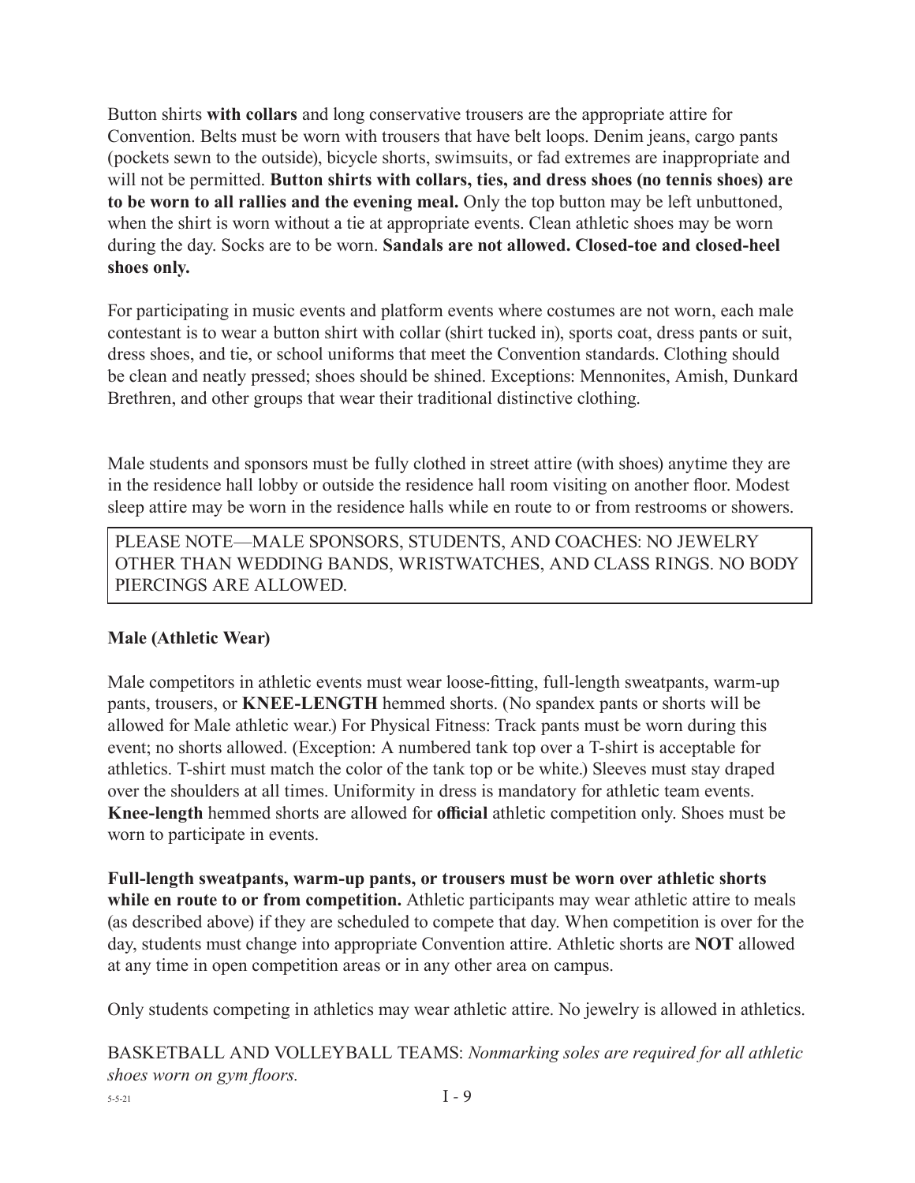Button shirts **with collars** and long conservative trousers are the appropriate attire for Convention. Belts must be worn with trousers that have belt loops. Denim jeans, cargo pants (pockets sewn to the outside), bicycle shorts, swimsuits, or fad extremes are inappropriate and will not be permitted. **Button shirts with collars, ties, and dress shoes (no tennis shoes) are to be worn to all rallies and the evening meal.** Only the top button may be left unbuttoned, when the shirt is worn without a tie at appropriate events. Clean athletic shoes may be worn during the day. Socks are to be worn. **Sandals are not allowed. Closed-toe and closed-heel shoes only.**

For participating in music events and platform events where costumes are not worn, each male contestant is to wear a button shirt with collar (shirt tucked in), sports coat, dress pants or suit, dress shoes, and tie, or school uniforms that meet the Convention standards. Clothing should be clean and neatly pressed; shoes should be shined. Exceptions: Mennonites, Amish, Dunkard Brethren, and other groups that wear their traditional distinctive clothing.

Male students and sponsors must be fully clothed in street attire (with shoes) anytime they are in the residence hall lobby or outside the residence hall room visiting on another floor. Modest sleep attire may be worn in the residence halls while en route to or from restrooms or showers.

PLEASE NOTE—MALE SPONSORS, STUDENTS, AND COACHES: NO JEWELRY OTHER THAN WEDDING BANDS, WRISTWATCHES, AND CLASS RINGS. NO BODY PIERCINGS ARE ALLOWED.

**Male (Athletic Wear)**

Male competitors in athletic events must wear loose-fitting, full-length sweatpants, warm-up pants, trousers, or **KNEE-LENGTH** hemmed shorts. (No spandex pants or shorts will be allowed for Male athletic wear.) For Physical Fitness: Track pants must be worn during this event; no shorts allowed. (Exception: A numbered tank top over a T-shirt is acceptable for athletics. T-shirt must match the color of the tank top or be white.) Sleeves must stay draped over the shoulders at all times. Uniformity in dress is mandatory for athletic team events. **Knee-length** hemmed shorts are allowed for **official** athletic competition only. Shoes must be worn to participate in events.

**Full-length sweatpants, warm-up pants, or trousers must be worn over athletic shorts while en route to or from competition.** Athletic participants may wear athletic attire to meals (as described above) if they are scheduled to compete that day. When competition is over for the day, students must change into appropriate Convention attire. Athletic shorts are **NOT** allowed at any time in open competition areas or in any other area on campus.

Only students competing in athletics may wear athletic attire. No jewelry is allowed in athletics.

BASKETBALL AND VOLLEYBALL TEAMS: *Nonmarking soles are required for all athletic shoes worn on gym floors.*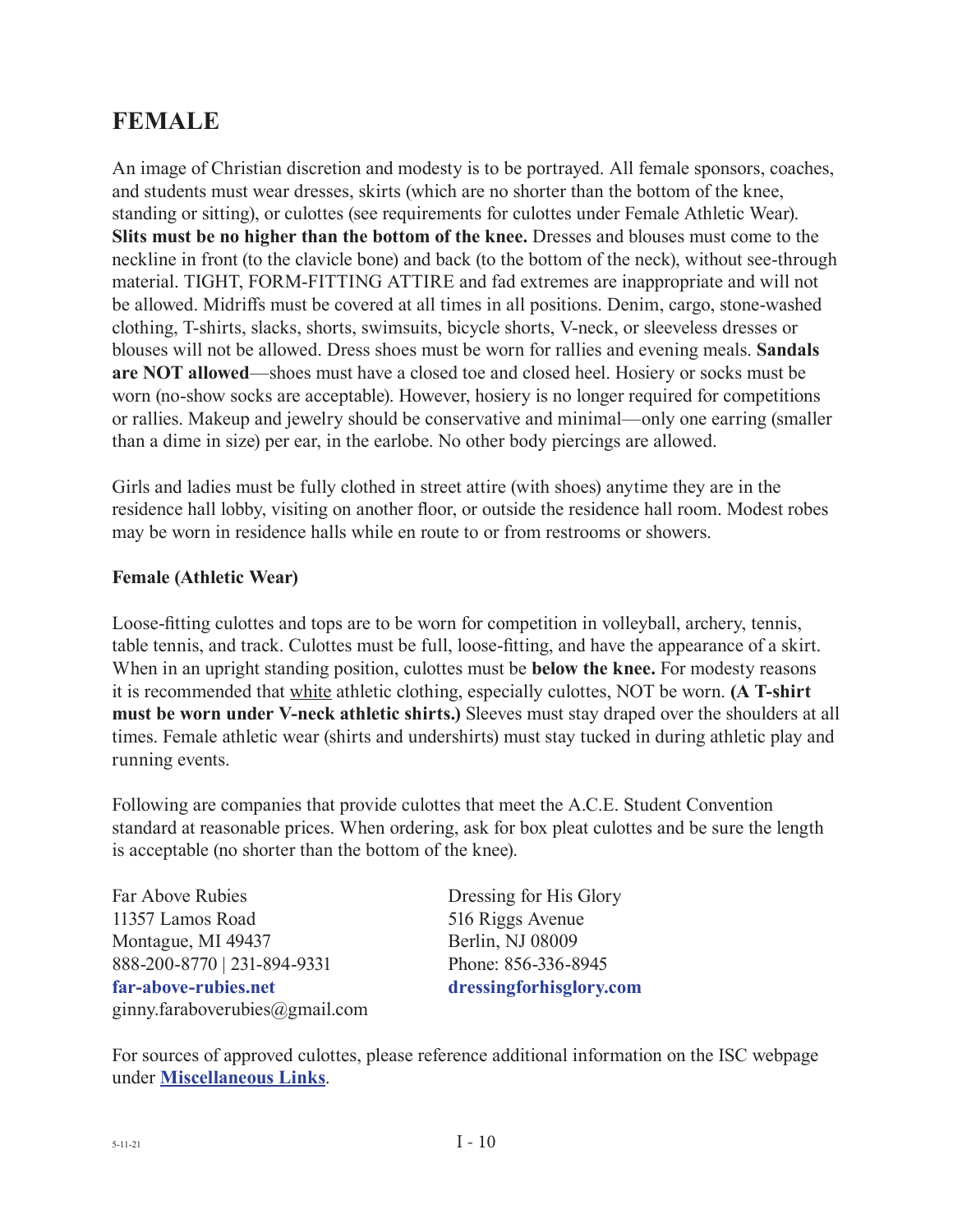## FEMALE

An image of Christian discretion and modesty is to be portrayed. All female sponsors, coaches, and students must wear dresses, skirts (which are no shorter than the bottom of the knee, standing or sitting), or culottes (see requirements for culottes under Female Athletic Wear). **Slits must be no higher than the bottom of the knee.** Dresses and blouses must come to the neckline in front (to the clavicle bone) and back (to the bottom of the neck), without see-through material. TIGHT, FORM-FITTING ATTIRE and fad extremes are inappropriate and will not be allowed. Midriffs must be covered at all times in all positions. Denim, cargo, stone-washed clothing, T-shirts, slacks, shorts, swimsuits, bicycle shorts, V-neck, or sleeveless dresses or blouses will not be allowed. Dress shoes must be worn for rallies and evening meals. **Sandals are NOT allowed**—shoes must have a closed toe and closed heel. Hosiery or socks must be worn (no-show socks are acceptable). However, hosiery is no longer required for competitions or rallies. Makeup and jewelry should be conservative and minimal—only one earring (smaller than a dime in size) per ear, in the earlobe. No other body piercings are allowed.

Girls and ladies must be fully clothed in street attire (with shoes) anytime they are in the residence hall lobby, visiting on another floor, or outside the residence hall room. Modest robes may be worn in residence halls while en route to or from restrooms or showers.

**Female (Athletic Wear)**

Loose-fitting culottes and tops are to be worn for competition in volleyball, archery, tennis, table tennis, and track. Culottes must be full, loose-fitting, and have the appearance of a skirt. When in an upright standing position, culottes must be **below the knee.** For modesty reasons it is recommended that <u>white</u> athletic clothing, especially culottes, NOT be worn. **(A T-shirt must be worn under V-neck athletic shirts.)** Sleeves must stay draped over the shoulders at all times. Female athletic wear (shirts and undershirts) must stay tucked in during athletic play and running events.

Following are companies that provide culottes that meet the A.C.E. Student Convention standard at reasonable prices. When ordering, ask for box pleat culottes and be sure the length is acceptable (no shorter than the bottom of the knee).

Far Above Rubies
11357 Lamos Road
Montague, MI 49437
888-200-8770 | 231-894-9331
**far-above-rubies.net**
ginny.faraboverubies@gmail.com

Dressing for His Glory
516 Riggs Avenue
Berlin, NJ 08009
Phone: 856-336-8945
**dressingforhisglory.com**

For sources of approved culottes, please reference additional information on the ISC webpage under **Miscellaneous Links**.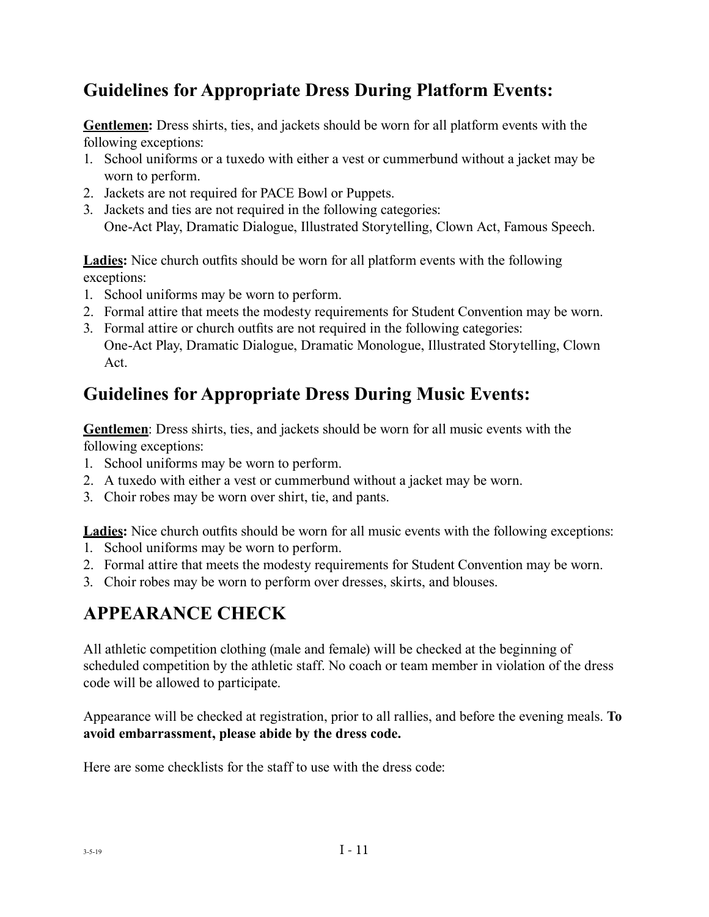## Guidelines for Appropriate Dress During Platform Events:

**Gentlemen:** Dress shirts, ties, and jackets should be worn for all platform events with the following exceptions:

1. School uniforms or a tuxedo with either a vest or cummerbund without a jacket may be worn to perform.
2. Jackets are not required for PACE Bowl or Puppets.
3. Jackets and ties are not required in the following categories:
   One-Act Play, Dramatic Dialogue, Illustrated Storytelling, Clown Act, Famous Speech.

**Ladies:** Nice church outfits should be worn for all platform events with the following exceptions:

1. School uniforms may be worn to perform.
2. Formal attire that meets the modesty requirements for Student Convention may be worn.
3. Formal attire or church outfits are not required in the following categories:
   One-Act Play, Dramatic Dialogue, Dramatic Monologue, Illustrated Storytelling, Clown Act.

## Guidelines for Appropriate Dress During Music Events:

**Gentlemen**: Dress shirts, ties, and jackets should be worn for all music events with the following exceptions:

1. School uniforms may be worn to perform.
2. A tuxedo with either a vest or cummerbund without a jacket may be worn.
3. Choir robes may be worn over shirt, tie, and pants.

**Ladies:** Nice church outfits should be worn for all music events with the following exceptions:

1. School uniforms may be worn to perform.
2. Formal attire that meets the modesty requirements for Student Convention may be worn.
3. Choir robes may be worn to perform over dresses, skirts, and blouses.

## APPEARANCE CHECK

All athletic competition clothing (male and female) will be checked at the beginning of scheduled competition by the athletic staff. No coach or team member in violation of the dress code will be allowed to participate.

Appearance will be checked at registration, prior to all rallies, and before the evening meals. **To avoid embarrassment, please abide by the dress code.**

Here are some checklists for the staff to use with the dress code: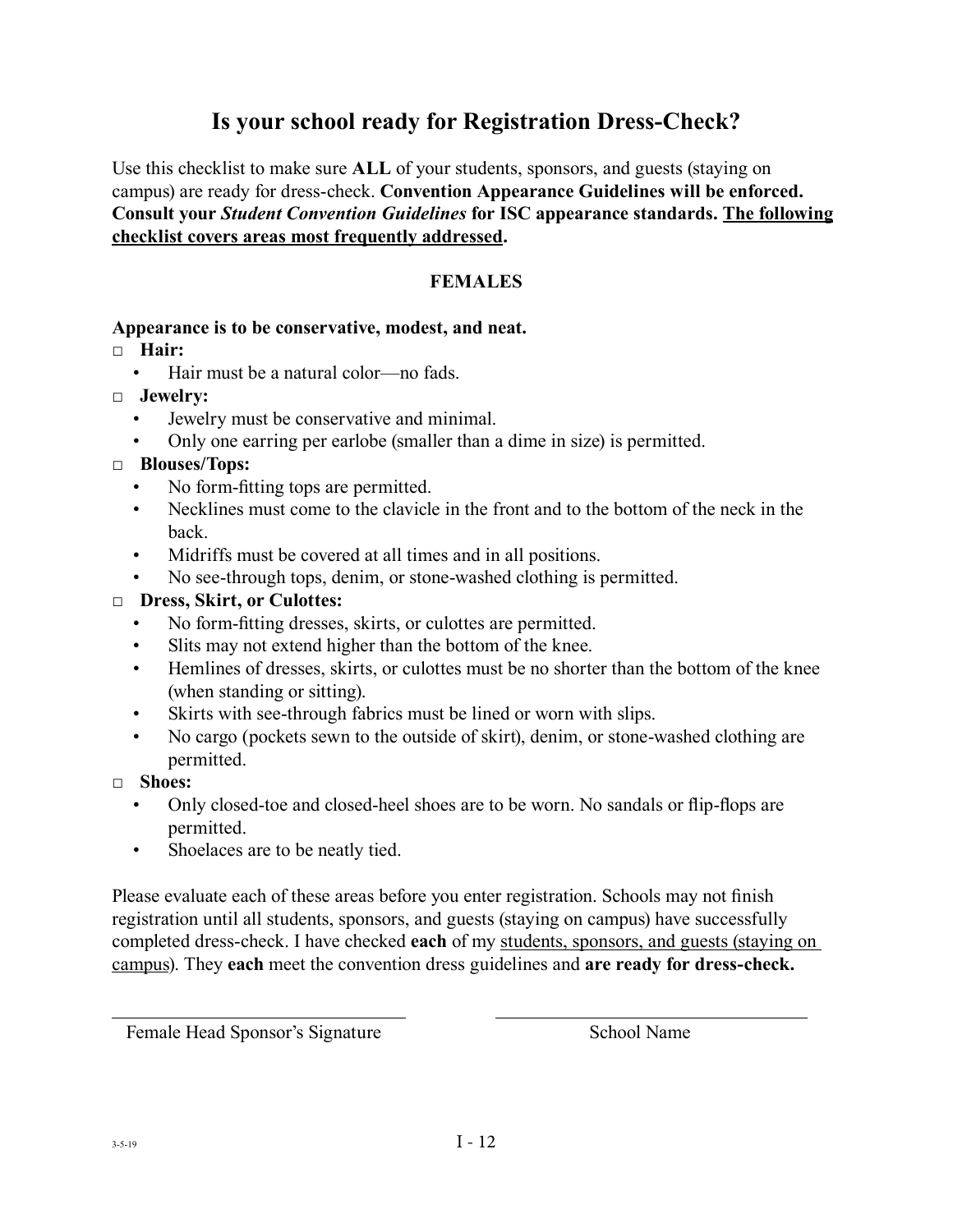# Is your school ready for Registration Dress-Check?

Use this checklist to make sure **ALL** of your students, sponsors, and guests (staying on campus) are ready for dress-check. **Convention Appearance Guidelines will be enforced. Consult your *Student Convention Guidelines* for ISC appearance standards. <u>The following checklist covers areas most frequently addressed</u>.**

## FEMALES

**Appearance is to be conservative, modest, and neat.**

- ☐ **Hair:**
  - Hair must be a natural color—no fads.
- ☐ **Jewelry:**
  - Jewelry must be conservative and minimal.
  - Only one earring per earlobe (smaller than a dime in size) is permitted.
- ☐ **Blouses/Tops:**
  - No form-fitting tops are permitted.
  - Necklines must come to the clavicle in the front and to the bottom of the neck in the back.
  - Midriffs must be covered at all times and in all positions.
  - No see-through tops, denim, or stone-washed clothing is permitted.
- ☐ **Dress, Skirt, or Culottes:**
  - No form-fitting dresses, skirts, or culottes are permitted.
  - Slits may not extend higher than the bottom of the knee.
  - Hemlines of dresses, skirts, or culottes must be no shorter than the bottom of the knee (when standing or sitting).
  - Skirts with see-through fabrics must be lined or worn with slips.
  - No cargo (pockets sewn to the outside of skirt), denim, or stone-washed clothing are permitted.
- ☐ **Shoes:**
  - Only closed-toe and closed-heel shoes are to be worn. No sandals or flip-flops are permitted.
  - Shoelaces are to be neatly tied.

Please evaluate each of these areas before you enter registration. Schools may not finish registration until all students, sponsors, and guests (staying on campus) have successfully completed dress-check. I have checked **each** of my <u>students, sponsors, and guests (staying on campus</u>). They **each** meet the convention dress guidelines and **are ready for dress-check.**

\_\_\_\_\_\_\_\_\_\_\_\_\_\_\_\_\_\_\_\_\_\_\_\_\_\_\_\_\_\_ &nbsp;&nbsp;&nbsp;&nbsp; \_\_\_\_\_\_\_\_\_\_\_\_\_\_\_\_\_\_\_\_\_\_\_\_\_\_\_\_\_\_

Female Head Sponsor's Signature &nbsp;&nbsp;&nbsp;&nbsp; School Name

3-5-19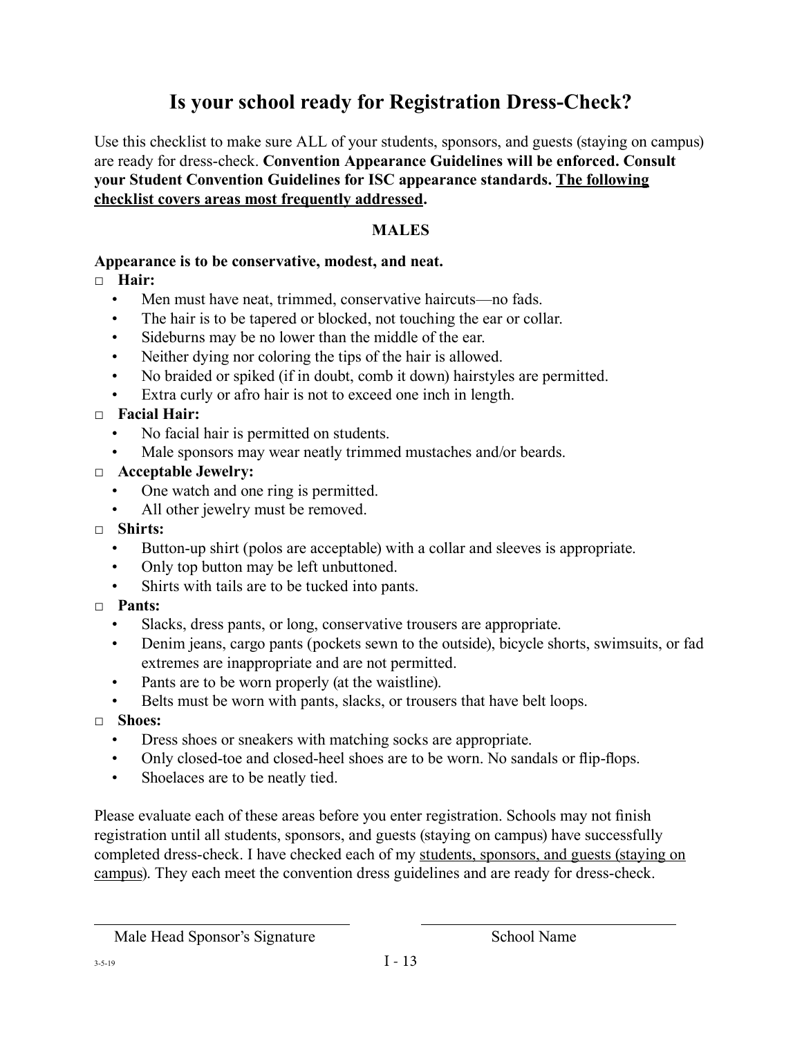# Is your school ready for Registration Dress-Check?

Use this checklist to make sure ALL of your students, sponsors, and guests (staying on campus) are ready for dress-check. **Convention Appearance Guidelines will be enforced. Consult your Student Convention Guidelines for ISC appearance standards. <u>The following checklist covers areas most frequently addressed</u>.**

## MALES

**Appearance is to be conservative, modest, and neat.**

- □ **Hair:**
  - Men must have neat, trimmed, conservative haircuts—no fads.
  - The hair is to be tapered or blocked, not touching the ear or collar.
  - Sideburns may be no lower than the middle of the ear.
  - Neither dying nor coloring the tips of the hair is allowed.
  - No braided or spiked (if in doubt, comb it down) hairstyles are permitted.
  - Extra curly or afro hair is not to exceed one inch in length.
- □ **Facial Hair:**
  - No facial hair is permitted on students.
  - Male sponsors may wear neatly trimmed mustaches and/or beards.
- □ **Acceptable Jewelry:**
  - One watch and one ring is permitted.
  - All other jewelry must be removed.
- □ **Shirts:**
  - Button-up shirt (polos are acceptable) with a collar and sleeves is appropriate.
  - Only top button may be left unbuttoned.
  - Shirts with tails are to be tucked into pants.
- □ **Pants:**
  - Slacks, dress pants, or long, conservative trousers are appropriate.
  - Denim jeans, cargo pants (pockets sewn to the outside), bicycle shorts, swimsuits, or fad extremes are inappropriate and are not permitted.
  - Pants are to be worn properly (at the waistline).
  - Belts must be worn with pants, slacks, or trousers that have belt loops.
- □ **Shoes:**
  - Dress shoes or sneakers with matching socks are appropriate.
  - Only closed-toe and closed-heel shoes are to be worn. No sandals or flip-flops.
  - Shoelaces are to be neatly tied.

Please evaluate each of these areas before you enter registration. Schools may not finish registration until all students, sponsors, and guests (staying on campus) have successfully completed dress-check. I have checked each of my <u>students, sponsors, and guests (staying on campus)</u>. They each meet the convention dress guidelines and are ready for dress-check.

\_\_\_\_\_\_\_\_\_\_\_\_\_\_\_\_\_\_\_\_\_\_\_\_\_\_\_\_\_\_ \_\_\_\_\_\_\_\_\_\_\_\_\_\_\_\_\_\_\_\_\_\_\_\_\_\_\_\_\_\_

Male Head Sponsor's Signature School Name

3-5-19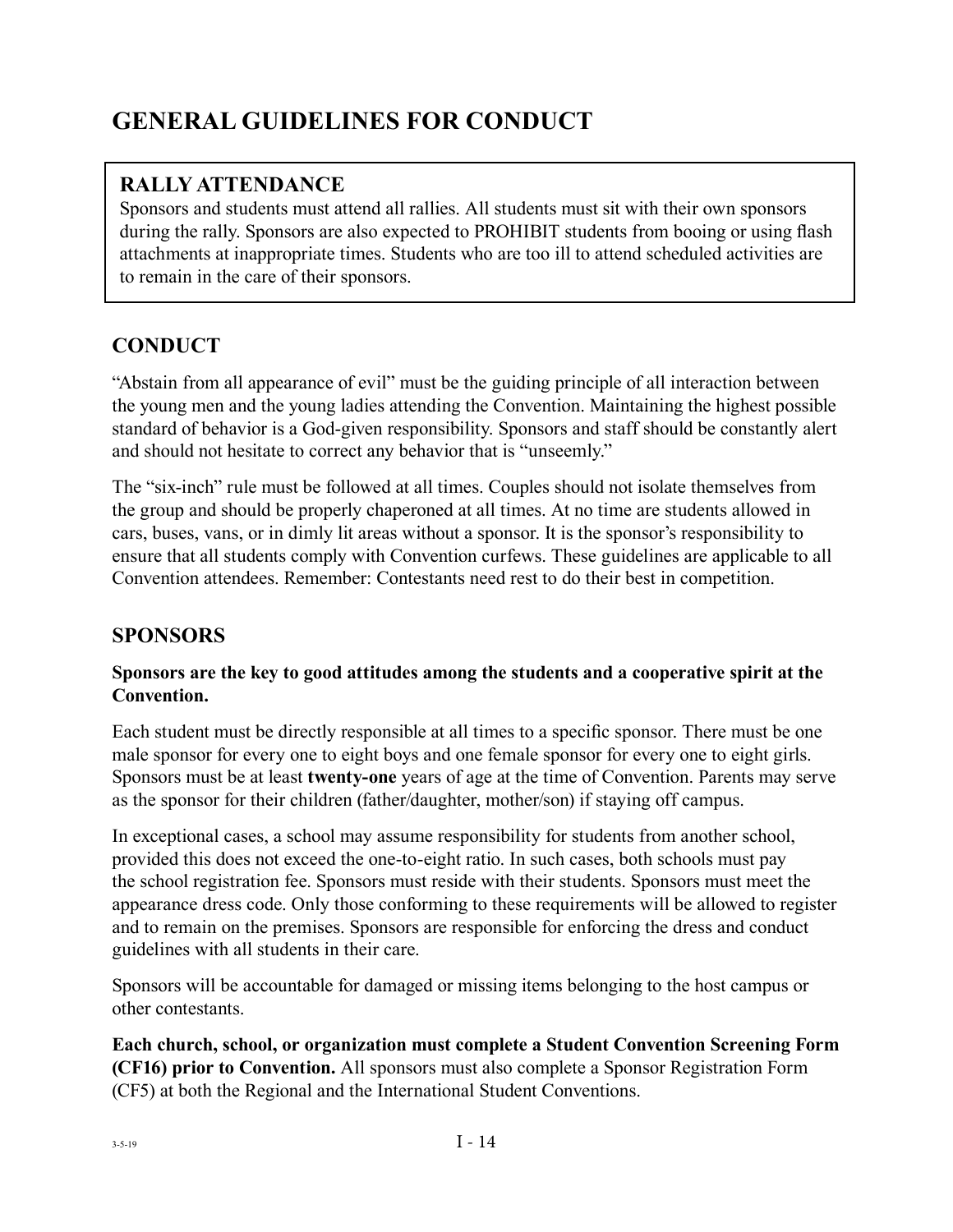# GENERAL GUIDELINES FOR CONDUCT

## RALLY ATTENDANCE

Sponsors and students must attend all rallies. All students must sit with their own sponsors during the rally. Sponsors are also expected to PROHIBIT students from booing or using flash attachments at inappropriate times. Students who are too ill to attend scheduled activities are to remain in the care of their sponsors.

## CONDUCT

"Abstain from all appearance of evil" must be the guiding principle of all interaction between the young men and the young ladies attending the Convention. Maintaining the highest possible standard of behavior is a God-given responsibility. Sponsors and staff should be constantly alert and should not hesitate to correct any behavior that is "unseemly."

The "six-inch" rule must be followed at all times. Couples should not isolate themselves from the group and should be properly chaperoned at all times. At no time are students allowed in cars, buses, vans, or in dimly lit areas without a sponsor. It is the sponsor's responsibility to ensure that all students comply with Convention curfews. These guidelines are applicable to all Convention attendees. Remember: Contestants need rest to do their best in competition.

## SPONSORS

**Sponsors are the key to good attitudes among the students and a cooperative spirit at the Convention.**

Each student must be directly responsible at all times to a specific sponsor. There must be one male sponsor for every one to eight boys and one female sponsor for every one to eight girls. Sponsors must be at least **twenty-one** years of age at the time of Convention. Parents may serve as the sponsor for their children (father/daughter, mother/son) if staying off campus.

In exceptional cases, a school may assume responsibility for students from another school, provided this does not exceed the one-to-eight ratio. In such cases, both schools must pay the school registration fee. Sponsors must reside with their students. Sponsors must meet the appearance dress code. Only those conforming to these requirements will be allowed to register and to remain on the premises. Sponsors are responsible for enforcing the dress and conduct guidelines with all students in their care.

Sponsors will be accountable for damaged or missing items belonging to the host campus or other contestants.

**Each church, school, or organization must complete a Student Convention Screening Form (CF16) prior to Convention.** All sponsors must also complete a Sponsor Registration Form (CF5) at both the Regional and the International Student Conventions.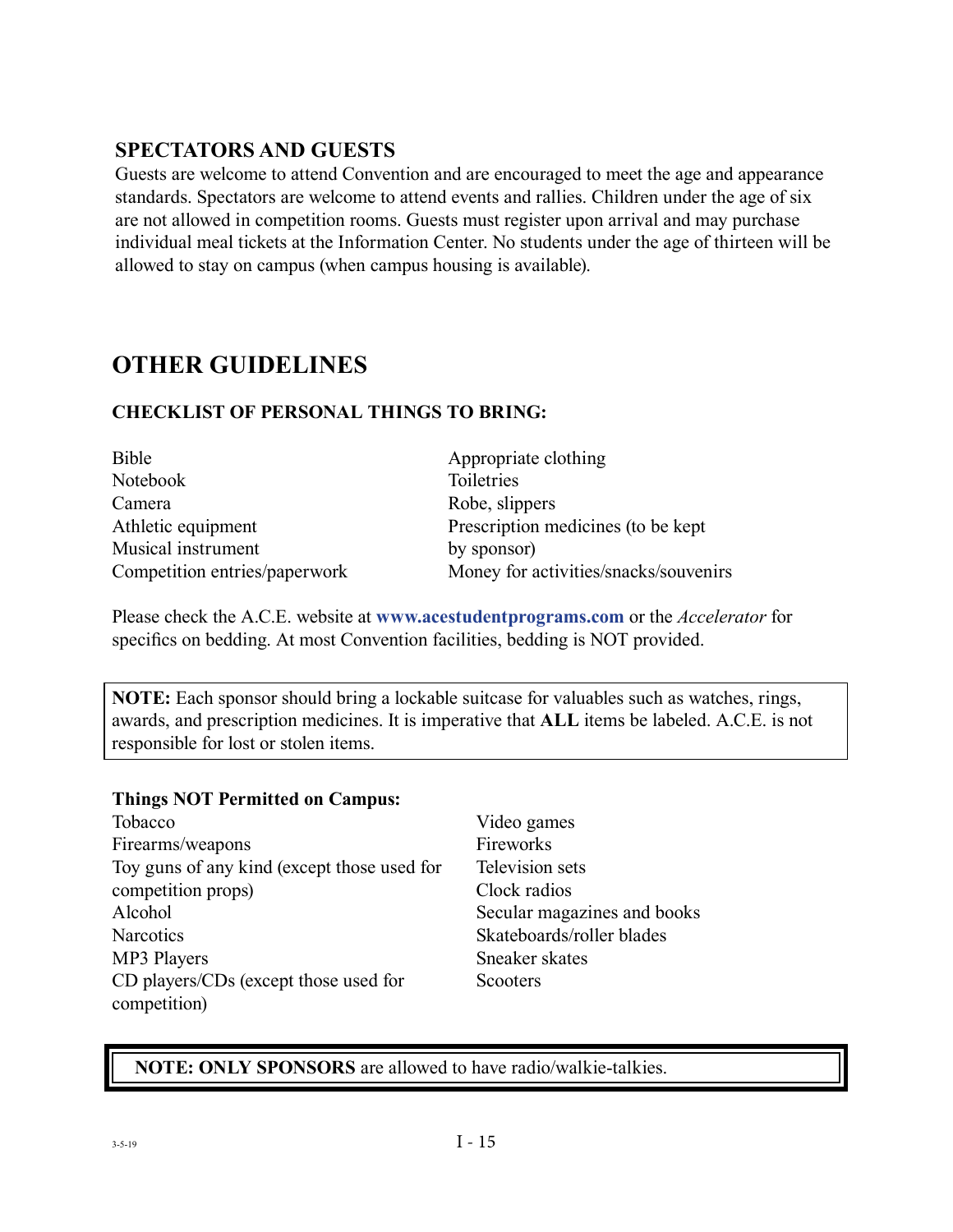### SPECTATORS AND GUESTS

Guests are welcome to attend Convention and are encouraged to meet the age and appearance standards. Spectators are welcome to attend events and rallies. Children under the age of six are not allowed in competition rooms. Guests must register upon arrival and may purchase individual meal tickets at the Information Center. No students under the age of thirteen will be allowed to stay on campus (when campus housing is available).

## OTHER GUIDELINES

### CHECKLIST OF PERSONAL THINGS TO BRING:

- Bible
- Notebook
- Camera
- Athletic equipment
- Musical instrument
- Competition entries/paperwork
- Appropriate clothing
- Toiletries
- Robe, slippers
- Prescription medicines (to be kept by sponsor)
- Money for activities/snacks/souvenirs

Please check the A.C.E. website at **www.acestudentprograms.com** or the *Accelerator* for specifics on bedding. At most Convention facilities, bedding is NOT provided.

**NOTE:** Each sponsor should bring a lockable suitcase for valuables such as watches, rings, awards, and prescription medicines. It is imperative that **ALL** items be labeled. A.C.E. is not responsible for lost or stolen items.

**Things NOT Permitted on Campus:**

- Tobacco
- Firearms/weapons
- Toy guns of any kind (except those used for competition props)
- Alcohol
- Narcotics
- MP3 Players
- CD players/CDs (except those used for competition)
- Video games
- Fireworks
- Television sets
- Clock radios
- Secular magazines and books
- Skateboards/roller blades
- Sneaker skates
- Scooters

**NOTE: ONLY SPONSORS** are allowed to have radio/walkie-talkies.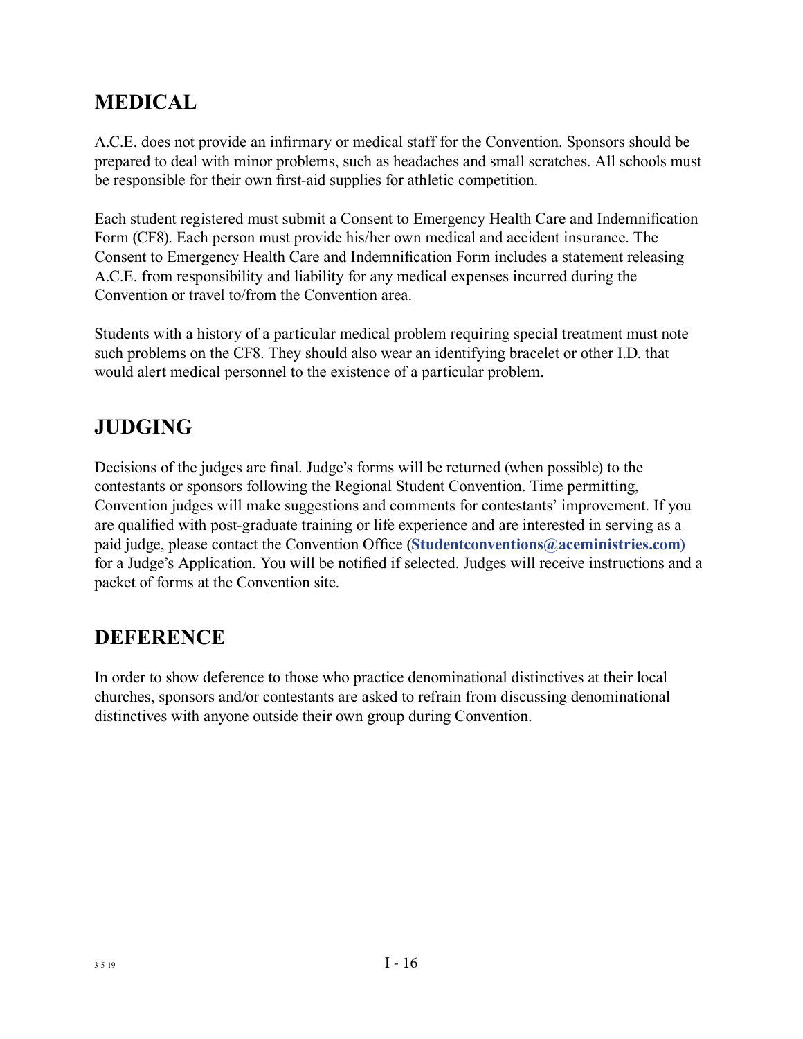## MEDICAL

A.C.E. does not provide an infirmary or medical staff for the Convention. Sponsors should be prepared to deal with minor problems, such as headaches and small scratches. All schools must be responsible for their own first-aid supplies for athletic competition.

Each student registered must submit a Consent to Emergency Health Care and Indemnification Form (CF8). Each person must provide his/her own medical and accident insurance. The Consent to Emergency Health Care and Indemnification Form includes a statement releasing A.C.E. from responsibility and liability for any medical expenses incurred during the Convention or travel to/from the Convention area.

Students with a history of a particular medical problem requiring special treatment must note such problems on the CF8. They should also wear an identifying bracelet or other I.D. that would alert medical personnel to the existence of a particular problem.

## JUDGING

Decisions of the judges are final. Judge's forms will be returned (when possible) to the contestants or sponsors following the Regional Student Convention. Time permitting, Convention judges will make suggestions and comments for contestants' improvement. If you are qualified with post-graduate training or life experience and are interested in serving as a paid judge, please contact the Convention Office (**Studentconventions@aceministries.com)** for a Judge's Application. You will be notified if selected. Judges will receive instructions and a packet of forms at the Convention site.

## DEFERENCE

In order to show deference to those who practice denominational distinctives at their local churches, sponsors and/or contestants are asked to refrain from discussing denominational distinctives with anyone outside their own group during Convention.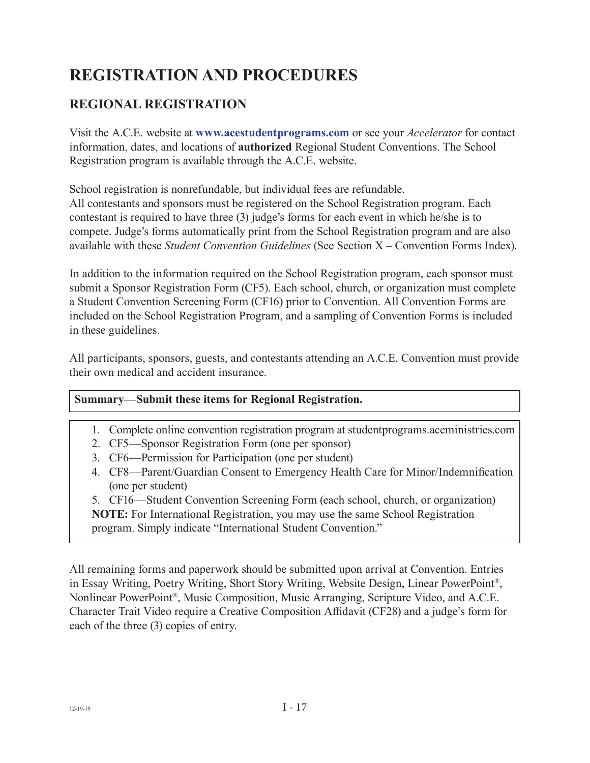# REGISTRATION AND PROCEDURES

## REGIONAL REGISTRATION

Visit the A.C.E. website at **www.acestudentprograms.com** or see your *Accelerator* for contact information, dates, and locations of **authorized** Regional Student Conventions. The School Registration program is available through the A.C.E. website.

School registration is nonrefundable, but individual fees are refundable.
All contestants and sponsors must be registered on the School Registration program. Each contestant is required to have three (3) judge's forms for each event in which he/she is to compete. Judge's forms automatically print from the School Registration program and are also available with these *Student Convention Guidelines* (See Section X – Convention Forms Index).

In addition to the information required on the School Registration program, each sponsor must submit a Sponsor Registration Form (CF5). Each school, church, or organization must complete a Student Convention Screening Form (CF16) prior to Convention. All Convention Forms are included on the School Registration Program, and a sampling of Convention Forms is included in these guidelines.

All participants, sponsors, guests, and contestants attending an A.C.E. Convention must provide their own medical and accident insurance.

**Summary—Submit these items for Regional Registration.**

1. Complete online convention registration program at studentprograms.aceministries.com
2. CF5—Sponsor Registration Form (one per sponsor)
3. CF6—Permission for Participation (one per student)
4. CF8—Parent/Guardian Consent to Emergency Health Care for Minor/Indemnification (one per student)
5. CF16—Student Convention Screening Form (each school, church, or organization)

**NOTE:** For International Registration, you may use the same School Registration program. Simply indicate "International Student Convention."

All remaining forms and paperwork should be submitted upon arrival at Convention. Entries in Essay Writing, Poetry Writing, Short Story Writing, Website Design, Linear PowerPoint®, Nonlinear PowerPoint®, Music Composition, Music Arranging, Scripture Video, and A.C.E. Character Trait Video require a Creative Composition Affidavit (CF28) and a judge's form for each of the three (3) copies of entry.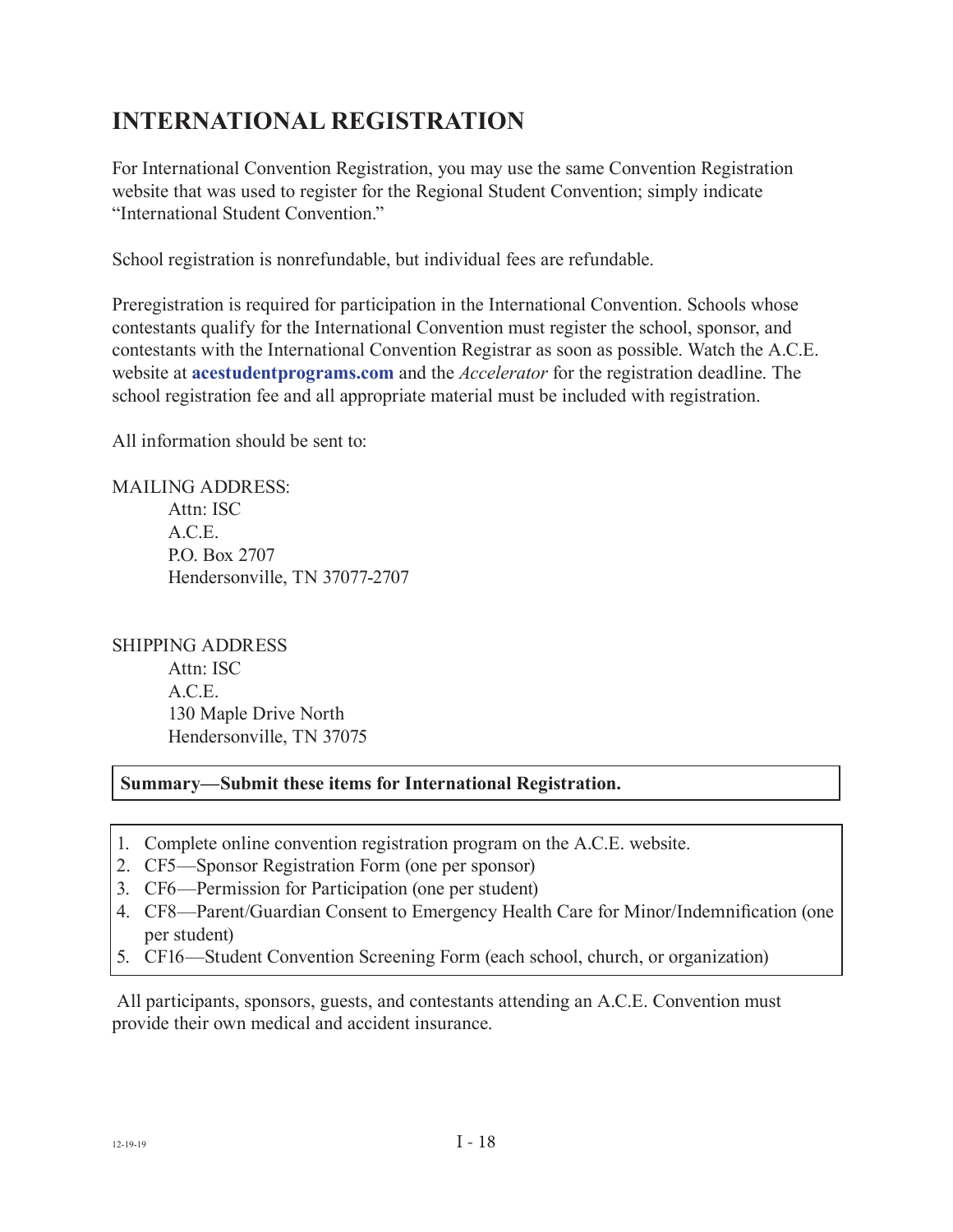# INTERNATIONAL REGISTRATION

For International Convention Registration, you may use the same Convention Registration website that was used to register for the Regional Student Convention; simply indicate "International Student Convention."

School registration is nonrefundable, but individual fees are refundable.

Preregistration is required for participation in the International Convention. Schools whose contestants qualify for the International Convention must register the school, sponsor, and contestants with the International Convention Registrar as soon as possible. Watch the A.C.E. website at **acestudentprograms.com** and the *Accelerator* for the registration deadline. The school registration fee and all appropriate material must be included with registration.

All information should be sent to:

MAILING ADDRESS:
Attn: ISC
A.C.E.
P.O. Box 2707
Hendersonville, TN 37077-2707

SHIPPING ADDRESS
Attn: ISC
A.C.E.
130 Maple Drive North
Hendersonville, TN 37075

**Summary—Submit these items for International Registration.**

1. Complete online convention registration program on the A.C.E. website.
2. CF5—Sponsor Registration Form (one per sponsor)
3. CF6—Permission for Participation (one per student)
4. CF8—Parent/Guardian Consent to Emergency Health Care for Minor/Indemnification (one per student)
5. CF16—Student Convention Screening Form (each school, church, or organization)

All participants, sponsors, guests, and contestants attending an A.C.E. Convention must provide their own medical and accident insurance.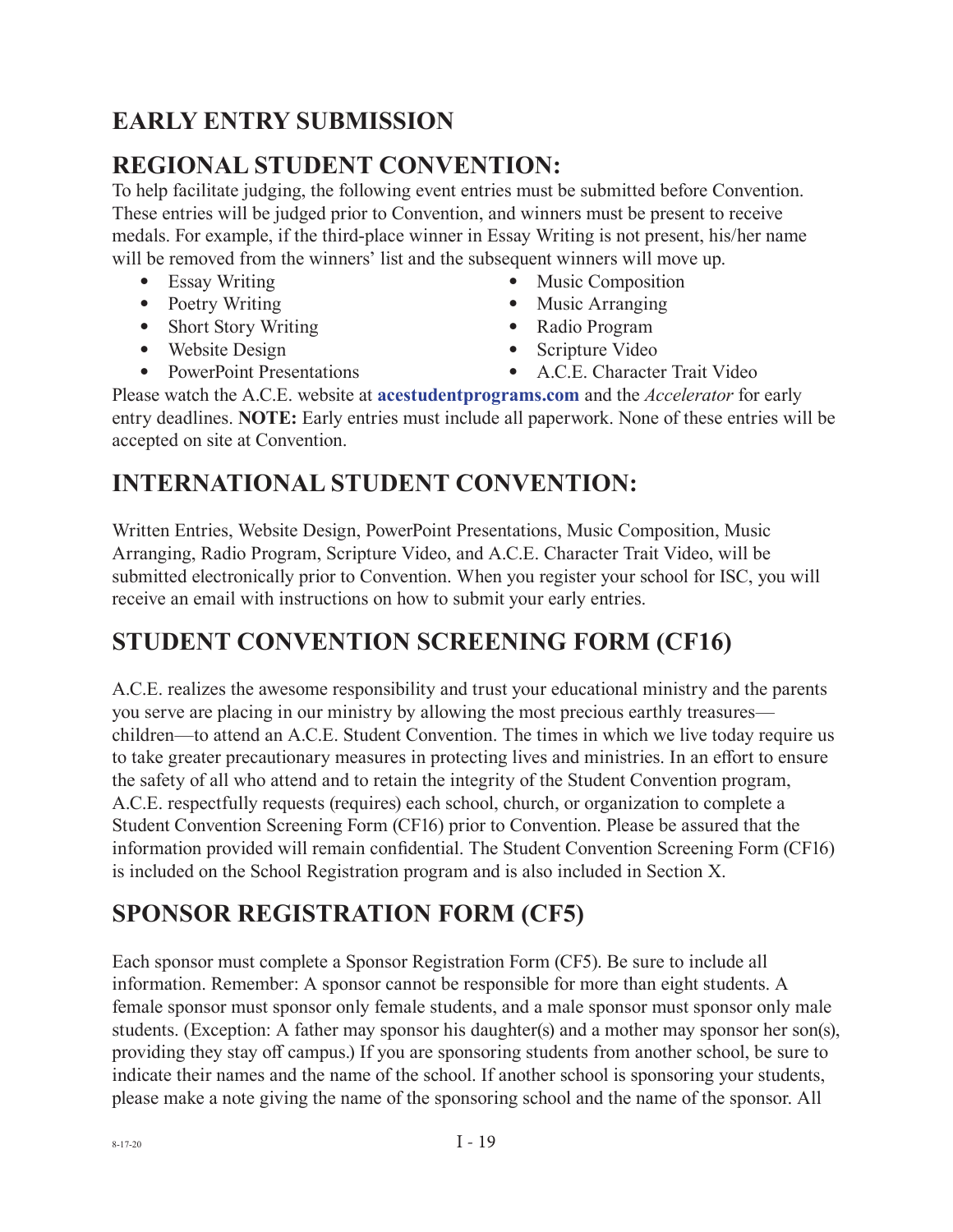## EARLY ENTRY SUBMISSION

## REGIONAL STUDENT CONVENTION:

To help facilitate judging, the following event entries must be submitted before Convention. These entries will be judged prior to Convention, and winners must be present to receive medals. For example, if the third-place winner in Essay Writing is not present, his/her name will be removed from the winners' list and the subsequent winners will move up.

- Essay Writing
- Poetry Writing
- Short Story Writing
- Website Design
- PowerPoint Presentations
- Music Composition
- Music Arranging
- Radio Program
- Scripture Video
- A.C.E. Character Trait Video

Please watch the A.C.E. website at **acestudentprograms.com** and the *Accelerator* for early entry deadlines. **NOTE:** Early entries must include all paperwork. None of these entries will be accepted on site at Convention.

## INTERNATIONAL STUDENT CONVENTION:

Written Entries, Website Design, PowerPoint Presentations, Music Composition, Music Arranging, Radio Program, Scripture Video, and A.C.E. Character Trait Video, will be submitted electronically prior to Convention. When you register your school for ISC, you will receive an email with instructions on how to submit your early entries.

## STUDENT CONVENTION SCREENING FORM (CF16)

A.C.E. realizes the awesome responsibility and trust your educational ministry and the parents you serve are placing in our ministry by allowing the most precious earthly treasures—children—to attend an A.C.E. Student Convention. The times in which we live today require us to take greater precautionary measures in protecting lives and ministries. In an effort to ensure the safety of all who attend and to retain the integrity of the Student Convention program, A.C.E. respectfully requests (requires) each school, church, or organization to complete a Student Convention Screening Form (CF16) prior to Convention. Please be assured that the information provided will remain confidential. The Student Convention Screening Form (CF16) is included on the School Registration program and is also included in Section X.

## SPONSOR REGISTRATION FORM (CF5)

Each sponsor must complete a Sponsor Registration Form (CF5). Be sure to include all information. Remember: A sponsor cannot be responsible for more than eight students. A female sponsor must sponsor only female students, and a male sponsor must sponsor only male students. (Exception: A father may sponsor his daughter(s) and a mother may sponsor her son(s), providing they stay off campus.) If you are sponsoring students from another school, be sure to indicate their names and the name of the school. If another school is sponsoring your students, please make a note giving the name of the sponsoring school and the name of the sponsor. All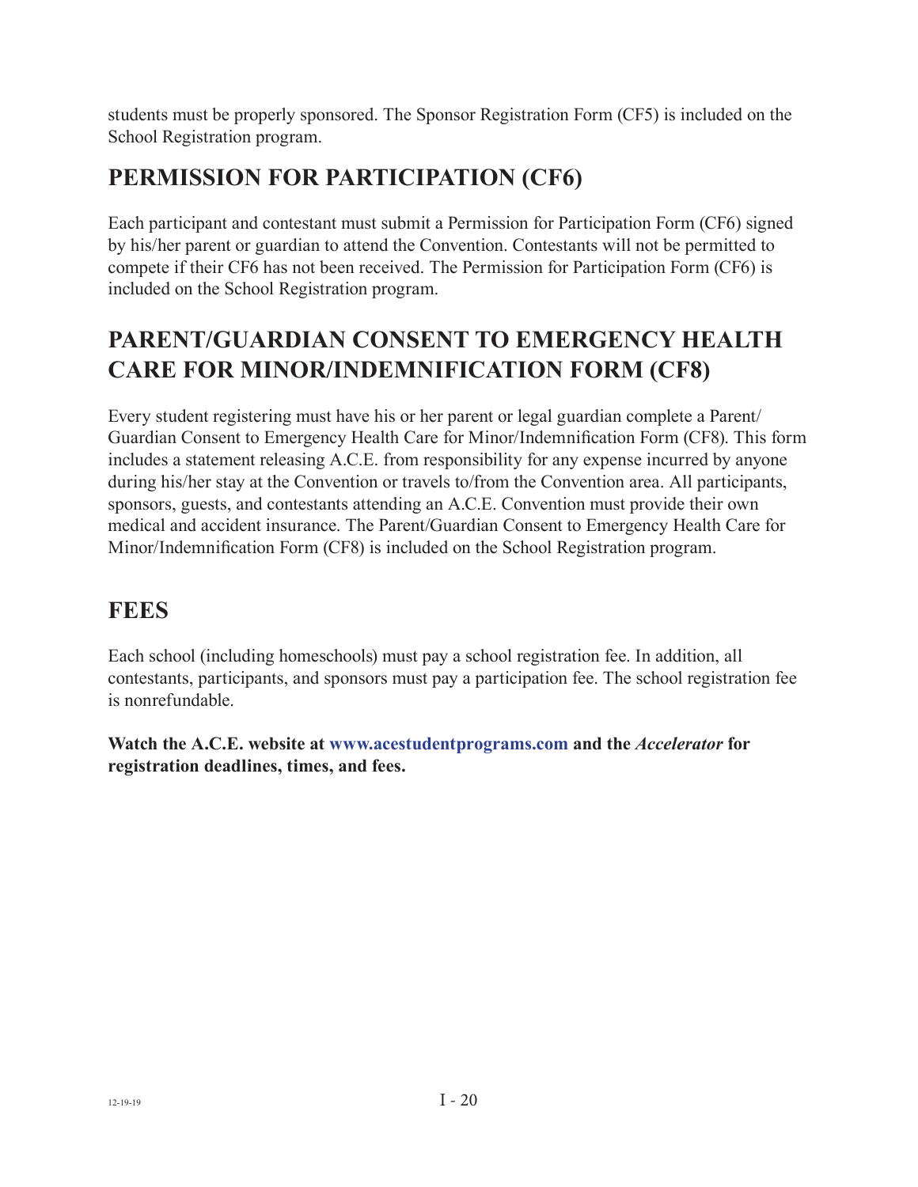students must be properly sponsored. The Sponsor Registration Form (CF5) is included on the School Registration program.

## PERMISSION FOR PARTICIPATION (CF6)

Each participant and contestant must submit a Permission for Participation Form (CF6) signed by his/her parent or guardian to attend the Convention. Contestants will not be permitted to compete if their CF6 has not been received. The Permission for Participation Form (CF6) is included on the School Registration program.

## PARENT/GUARDIAN CONSENT TO EMERGENCY HEALTH CARE FOR MINOR/INDEMNIFICATION FORM (CF8)

Every student registering must have his or her parent or legal guardian complete a Parent/Guardian Consent to Emergency Health Care for Minor/Indemnification Form (CF8). This form includes a statement releasing A.C.E. from responsibility for any expense incurred by anyone during his/her stay at the Convention or travels to/from the Convention area. All participants, sponsors, guests, and contestants attending an A.C.E. Convention must provide their own medical and accident insurance. The Parent/Guardian Consent to Emergency Health Care for Minor/Indemnification Form (CF8) is included on the School Registration program.

## FEES

Each school (including homeschools) must pay a school registration fee. In addition, all contestants, participants, and sponsors must pay a participation fee. The school registration fee is nonrefundable.

**Watch the A.C.E. website at www.acestudentprograms.com and the *Accelerator* for registration deadlines, times, and fees.**